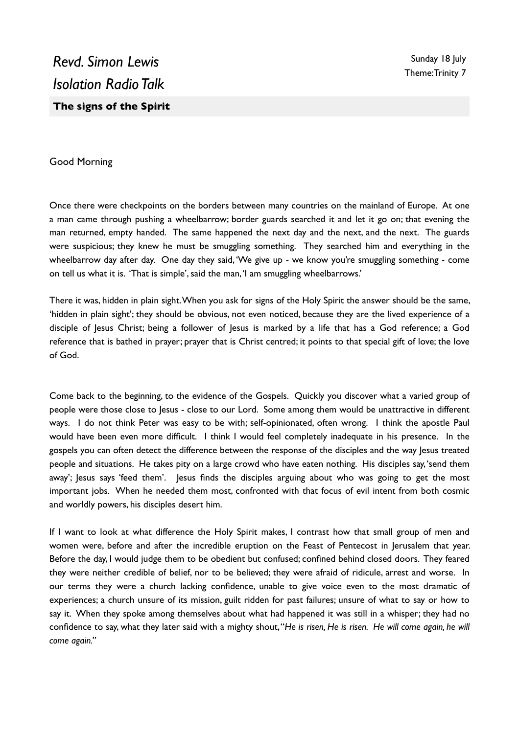*Revd. Simon Lewis*
*Isolation Radio Talk*

Sunday 18 July
Theme: Trinity 7

## The signs of the Spirit

Good Morning

Once there were checkpoints on the borders between many countries on the mainland of Europe. At one a man came through pushing a wheelbarrow; border guards searched it and let it go on; that evening the man returned, empty handed. The same happened the next day and the next, and the next. The guards were suspicious; they knew he must be smuggling something. They searched him and everything in the wheelbarrow day after day. One day they said, 'We give up - we know you're smuggling something - come on tell us what it is. 'That is simple', said the man, 'I am smuggling wheelbarrows.'

There it was, hidden in plain sight. When you ask for signs of the Holy Spirit the answer should be the same, 'hidden in plain sight'; they should be obvious, not even noticed, because they are the lived experience of a disciple of Jesus Christ; being a follower of Jesus is marked by a life that has a God reference; a God reference that is bathed in prayer; prayer that is Christ centred; it points to that special gift of love; the love of God.

Come back to the beginning, to the evidence of the Gospels. Quickly you discover what a varied group of people were those close to Jesus - close to our Lord. Some among them would be unattractive in different ways. I do not think Peter was easy to be with; self-opinionated, often wrong. I think the apostle Paul would have been even more difficult. I think I would feel completely inadequate in his presence. In the gospels you can often detect the difference between the response of the disciples and the way Jesus treated people and situations. He takes pity on a large crowd who have eaten nothing. His disciples say, 'send them away'; Jesus says 'feed them'. Jesus finds the disciples arguing about who was going to get the most important jobs. When he needed them most, confronted with that focus of evil intent from both cosmic and worldly powers, his disciples desert him.

If I want to look at what difference the Holy Spirit makes, I contrast how that small group of men and women were, before and after the incredible eruption on the Feast of Pentecost in Jerusalem that year. Before the day, I would judge them to be obedient but confused; confined behind closed doors. They feared they were neither credible of belief, nor to be believed; they were afraid of ridicule, arrest and worse. In our terms they were a church lacking confidence, unable to give voice even to the most dramatic of experiences; a church unsure of its mission, guilt ridden for past failures; unsure of what to say or how to say it. When they spoke among themselves about what had happened it was still in a whisper; they had no confidence to say, what they later said with a mighty shout, "*He is risen, He is risen. He will come again, he will come again.*"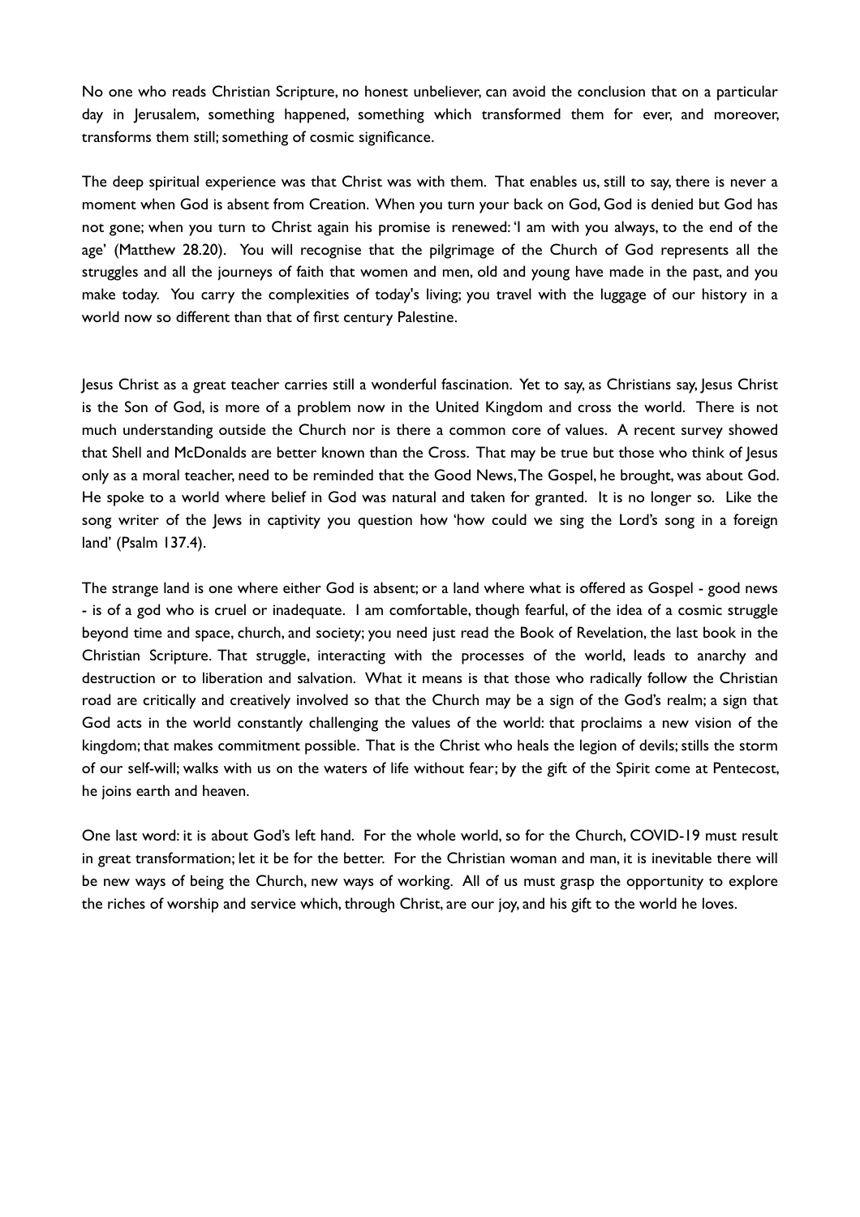No one who reads Christian Scripture, no honest unbeliever, can avoid the conclusion that on a particular day in Jerusalem, something happened, something which transformed them for ever, and moreover, transforms them still; something of cosmic significance.

The deep spiritual experience was that Christ was with them. That enables us, still to say, there is never a moment when God is absent from Creation. When you turn your back on God, God is denied but God has not gone; when you turn to Christ again his promise is renewed: 'I am with you always, to the end of the age' (Matthew 28.20). You will recognise that the pilgrimage of the Church of God represents all the struggles and all the journeys of faith that women and men, old and young have made in the past, and you make today. You carry the complexities of today's living; you travel with the luggage of our history in a world now so different than that of first century Palestine.

Jesus Christ as a great teacher carries still a wonderful fascination. Yet to say, as Christians say, Jesus Christ is the Son of God, is more of a problem now in the United Kingdom and cross the world. There is not much understanding outside the Church nor is there a common core of values. A recent survey showed that Shell and McDonalds are better known than the Cross. That may be true but those who think of Jesus only as a moral teacher, need to be reminded that the Good News, The Gospel, he brought, was about God. He spoke to a world where belief in God was natural and taken for granted. It is no longer so. Like the song writer of the Jews in captivity you question how 'how could we sing the Lord's song in a foreign land' (Psalm 137.4).

The strange land is one where either God is absent; or a land where what is offered as Gospel - good news - is of a god who is cruel or inadequate. I am comfortable, though fearful, of the idea of a cosmic struggle beyond time and space, church, and society; you need just read the Book of Revelation, the last book in the Christian Scripture. That struggle, interacting with the processes of the world, leads to anarchy and destruction or to liberation and salvation. What it means is that those who radically follow the Christian road are critically and creatively involved so that the Church may be a sign of the God's realm; a sign that God acts in the world constantly challenging the values of the world: that proclaims a new vision of the kingdom; that makes commitment possible. That is the Christ who heals the legion of devils; stills the storm of our self-will; walks with us on the waters of life without fear; by the gift of the Spirit come at Pentecost, he joins earth and heaven.

One last word: it is about God's left hand. For the whole world, so for the Church, COVID-19 must result in great transformation; let it be for the better. For the Christian woman and man, it is inevitable there will be new ways of being the Church, new ways of working. All of us must grasp the opportunity to explore the riches of worship and service which, through Christ, are our joy, and his gift to the world he loves.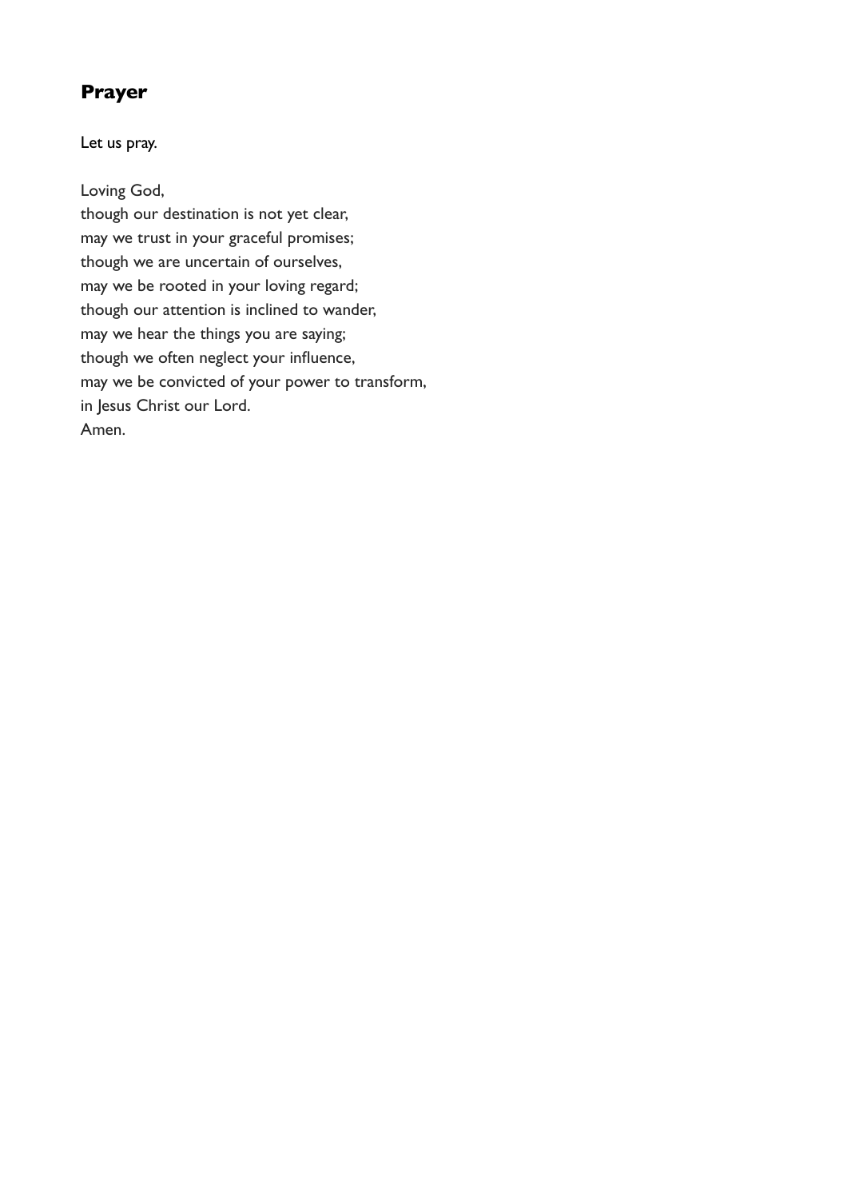## Prayer

Let us pray.

Loving God,  
though our destination is not yet clear,  
may we trust in your graceful promises;  
though we are uncertain of ourselves,  
may we be rooted in your loving regard;  
though our attention is inclined to wander,  
may we hear the things you are saying;  
though we often neglect your influence,  
may we be convicted of your power to transform,  
in Jesus Christ our Lord.  
Amen.